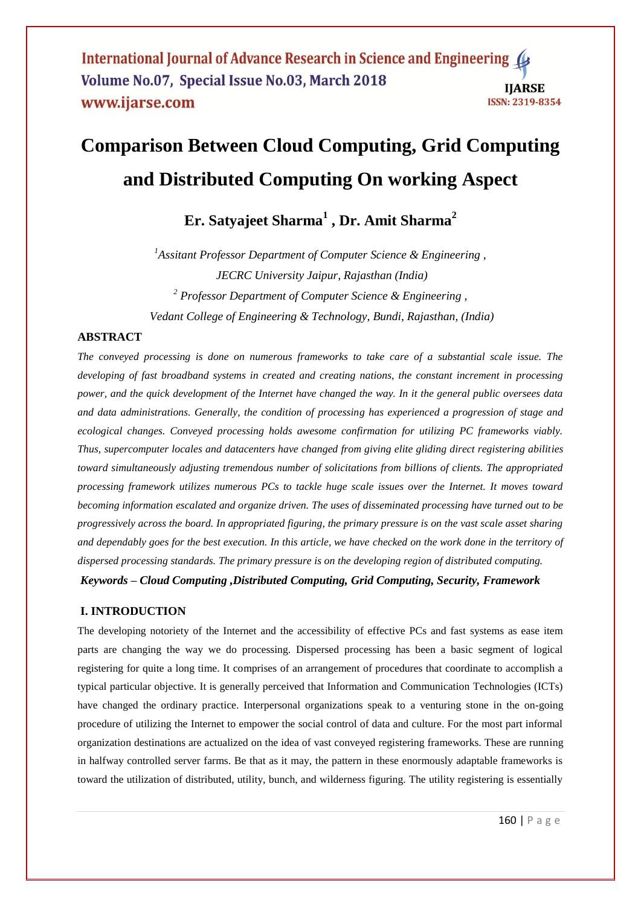# Comparison Between Cloud Computing, Grid Computing and Distributed Computing On working Aspect

**Er. Satyajeet Sharma[1] , Dr. Amit Sharma[2]**

*[1]Assitant Professor Department of Computer Science & Engineering , JECRC University Jaipur, Rajasthan (India)*

*[2] Professor Department of Computer Science & Engineering , Vedant College of Engineering & Technology, Bundi, Rajasthan, (India)*

## ABSTRACT

*The conveyed processing is done on numerous frameworks to take care of a substantial scale issue. The developing of fast broadband systems in created and creating nations, the constant increment in processing power, and the quick development of the Internet have changed the way. In it the general public oversees data and data administrations. Generally, the condition of processing has experienced a progression of stage and ecological changes. Conveyed processing holds awesome confirmation for utilizing PC frameworks viably. Thus, supercomputer locales and datacenters have changed from giving elite gliding direct registering abilities toward simultaneously adjusting tremendous number of solicitations from billions of clients. The appropriated processing framework utilizes numerous PCs to tackle huge scale issues over the Internet. It moves toward becoming information escalated and organize driven. The uses of disseminated processing have turned out to be progressively across the board. In appropriated figuring, the primary pressure is on the vast scale asset sharing and dependably goes for the best execution. In this article, we have checked on the work done in the territory of dispersed processing standards. The primary pressure is on the developing region of distributed computing.*

***Keywords – Cloud Computing ,Distributed Computing, Grid Computing, Security, Framework***

## I. INTRODUCTION

The developing notoriety of the Internet and the accessibility of effective PCs and fast systems as ease item parts are changing the way we do processing. Dispersed processing has been a basic segment of logical registering for quite a long time. It comprises of an arrangement of procedures that coordinate to accomplish a typical particular objective. It is generally perceived that Information and Communication Technologies (ICTs) have changed the ordinary practice. Interpersonal organizations speak to a venturing stone in the on-going procedure of utilizing the Internet to empower the social control of data and culture. For the most part informal organization destinations are actualized on the idea of vast conveyed registering frameworks. These are running in halfway controlled server farms. Be that as it may, the pattern in these enormously adaptable frameworks is toward the utilization of distributed, utility, bunch, and wilderness figuring. The utility registering is essentially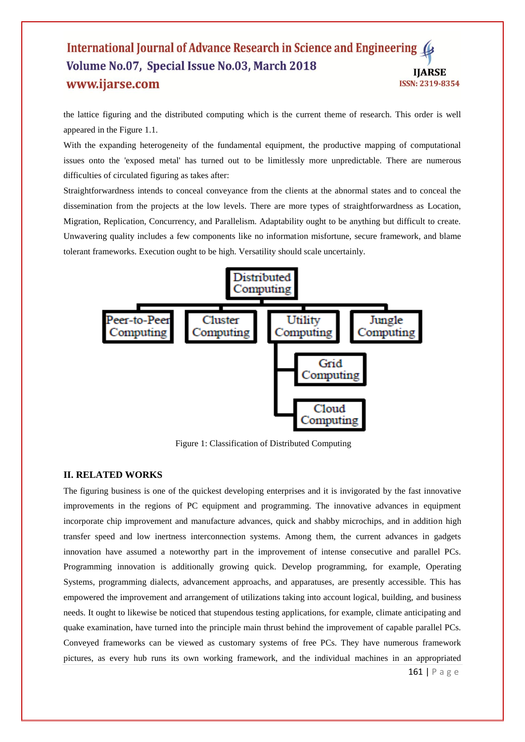the lattice figuring and the distributed computing which is the current theme of research. This order is well appeared in the Figure 1.1.

With the expanding heterogeneity of the fundamental equipment, the productive mapping of computational issues onto the 'exposed metal' has turned out to be limitlessly more unpredictable. There are numerous difficulties of circulated figuring as takes after:

Straightforwardness intends to conceal conveyance from the clients at the abnormal states and to conceal the dissemination from the projects at the low levels. There are more types of straightforwardness as Location, Migration, Replication, Concurrency, and Parallelism. Adaptability ought to be anything but difficult to create. Unwavering quality includes a few components like no information misfortune, secure framework, and blame tolerant frameworks. Execution ought to be high. Versatility should scale uncertainly.

Figure 1: Classification of Distributed Computing

## II. RELATED WORKS

The figuring business is one of the quickest developing enterprises and it is invigorated by the fast innovative improvements in the regions of PC equipment and programming. The innovative advances in equipment incorporate chip improvement and manufacture advances, quick and shabby microchips, and in addition high transfer speed and low inertness interconnection systems. Among them, the current advances in gadgets innovation have assumed a noteworthy part in the improvement of intense consecutive and parallel PCs. Programming innovation is additionally growing quick. Develop programming, for example, Operating Systems, programming dialects, advancement approachs, and apparatuses, are presently accessible. This has empowered the improvement and arrangement of utilizations taking into account logical, building, and business needs. It ought to likewise be noticed that stupendous testing applications, for example, climate anticipating and quake examination, have turned into the principle main thrust behind the improvement of capable parallel PCs. Conveyed frameworks can be viewed as customary systems of free PCs. They have numerous framework pictures, as every hub runs its own working framework, and the individual machines in an appropriated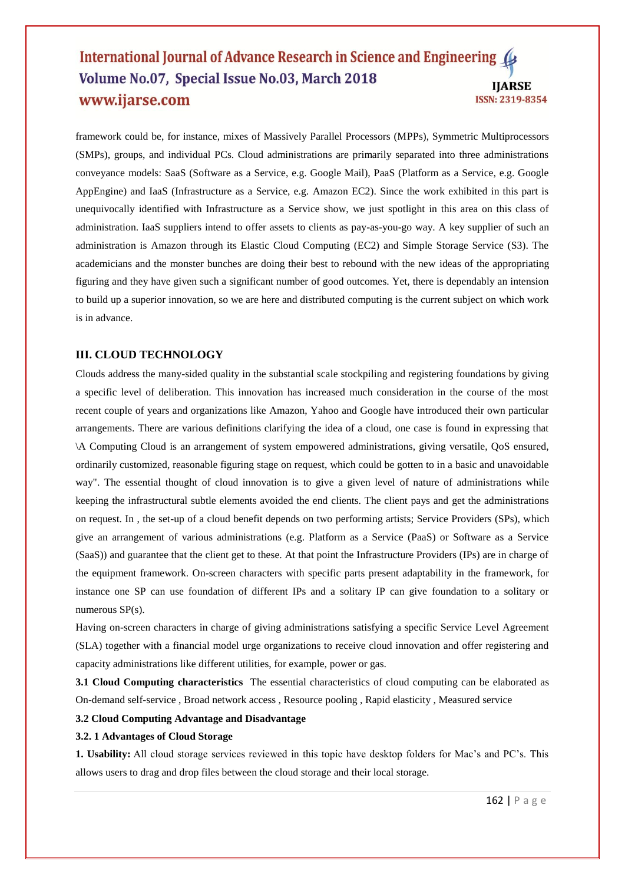framework could be, for instance, mixes of Massively Parallel Processors (MPPs), Symmetric Multiprocessors (SMPs), groups, and individual PCs. Cloud administrations are primarily separated into three administrations conveyance models: SaaS (Software as a Service, e.g. Google Mail), PaaS (Platform as a Service, e.g. Google AppEngine) and IaaS (Infrastructure as a Service, e.g. Amazon EC2). Since the work exhibited in this part is unequivocally identified with Infrastructure as a Service show, we just spotlight in this area on this class of administration. IaaS suppliers intend to offer assets to clients as pay-as-you-go way. A key supplier of such an administration is Amazon through its Elastic Cloud Computing (EC2) and Simple Storage Service (S3). The academicians and the monster bunches are doing their best to rebound with the new ideas of the appropriating figuring and they have given such a significant number of good outcomes. Yet, there is dependably an intension to build up a superior innovation, so we are here and distributed computing is the current subject on which work is in advance.

## III. CLOUD TECHNOLOGY

Clouds address the many-sided quality in the substantial scale stockpiling and registering foundations by giving a specific level of deliberation. This innovation has increased much consideration in the course of the most recent couple of years and organizations like Amazon, Yahoo and Google have introduced their own particular arrangements. There are various definitions clarifying the idea of a cloud, one case is found in expressing that \A Computing Cloud is an arrangement of system empowered administrations, giving versatile, QoS ensured, ordinarily customized, reasonable figuring stage on request, which could be gotten to in a basic and unavoidable way". The essential thought of cloud innovation is to give a given level of nature of administrations while keeping the infrastructural subtle elements avoided the end clients. The client pays and get the administrations on request. In , the set-up of a cloud benefit depends on two performing artists; Service Providers (SPs), which give an arrangement of various administrations (e.g. Platform as a Service (PaaS) or Software as a Service (SaaS)) and guarantee that the client get to these. At that point the Infrastructure Providers (IPs) are in charge of the equipment framework. On-screen characters with specific parts present adaptability in the framework, for instance one SP can use foundation of different IPs and a solitary IP can give foundation to a solitary or numerous SP(s).

Having on-screen characters in charge of giving administrations satisfying a specific Service Level Agreement (SLA) together with a financial model urge organizations to receive cloud innovation and offer registering and capacity administrations like different utilities, for example, power or gas.

**3.1 Cloud Computing characteristics** The essential characteristics of cloud computing can be elaborated as On-demand self-service , Broad network access , Resource pooling , Rapid elasticity , Measured service

### 3.2 Cloud Computing Advantage and Disadvantage

#### 3.2. 1 Advantages of Cloud Storage

**1. Usability:** All cloud storage services reviewed in this topic have desktop folders for Mac's and PC's. This allows users to drag and drop files between the cloud storage and their local storage.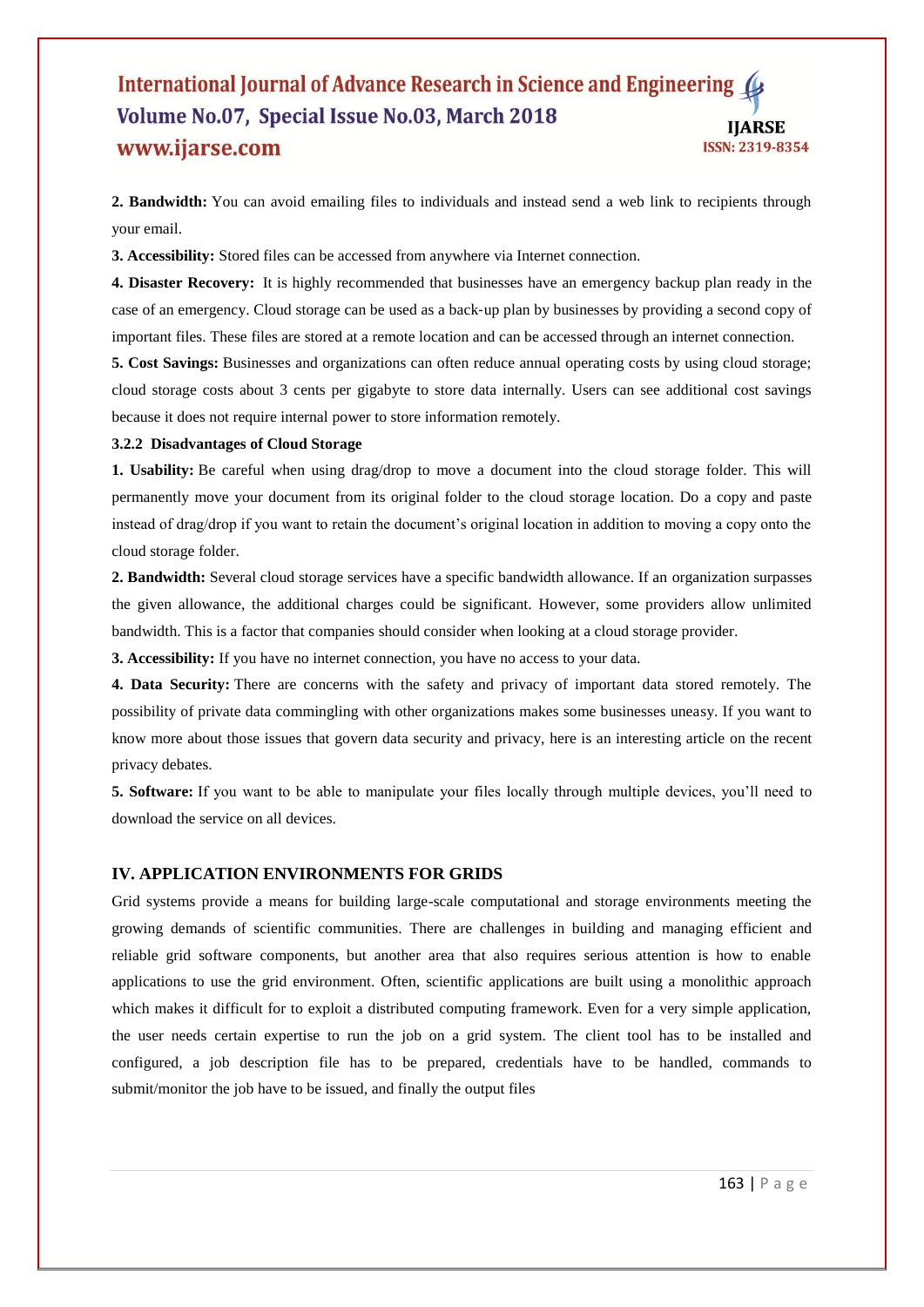**2. Bandwidth:** You can avoid emailing files to individuals and instead send a web link to recipients through your email.

**3. Accessibility:** Stored files can be accessed from anywhere via Internet connection.

**4. Disaster Recovery:** It is highly recommended that businesses have an emergency backup plan ready in the case of an emergency. Cloud storage can be used as a back‐up plan by businesses by providing a second copy of important files. These files are stored at a remote location and can be accessed through an internet connection.

**5. Cost Savings:** Businesses and organizations can often reduce annual operating costs by using cloud storage; cloud storage costs about 3 cents per gigabyte to store data internally. Users can see additional cost savings because it does not require internal power to store information remotely.

### 3.2.2 Disadvantages of Cloud Storage

**1. Usability:** Be careful when using drag/drop to move a document into the cloud storage folder. This will permanently move your document from its original folder to the cloud storage location. Do a copy and paste instead of drag/drop if you want to retain the document's original location in addition to moving a copy onto the cloud storage folder.

**2. Bandwidth:** Several cloud storage services have a specific bandwidth allowance. If an organization surpasses the given allowance, the additional charges could be significant. However, some providers allow unlimited bandwidth. This is a factor that companies should consider when looking at a cloud storage provider.

**3. Accessibility:** If you have no internet connection, you have no access to your data.

**4. Data Security:** There are concerns with the safety and privacy of important data stored remotely. The possibility of private data commingling with other organizations makes some businesses uneasy. If you want to know more about those issues that govern data security and privacy, here is an interesting article on the recent privacy debates.

**5. Software:** If you want to be able to manipulate your files locally through multiple devices, you'll need to download the service on all devices.

## IV. APPLICATION ENVIRONMENTS FOR GRIDS

Grid systems provide a means for building large-scale computational and storage environments meeting the growing demands of scientific communities. There are challenges in building and managing efficient and reliable grid software components, but another area that also requires serious attention is how to enable applications to use the grid environment. Often, scientific applications are built using a monolithic approach which makes it difficult for to exploit a distributed computing framework. Even for a very simple application, the user needs certain expertise to run the job on a grid system. The client tool has to be installed and configured, a job description file has to be prepared, credentials have to be handled, commands to submit/monitor the job have to be issued, and finally the output files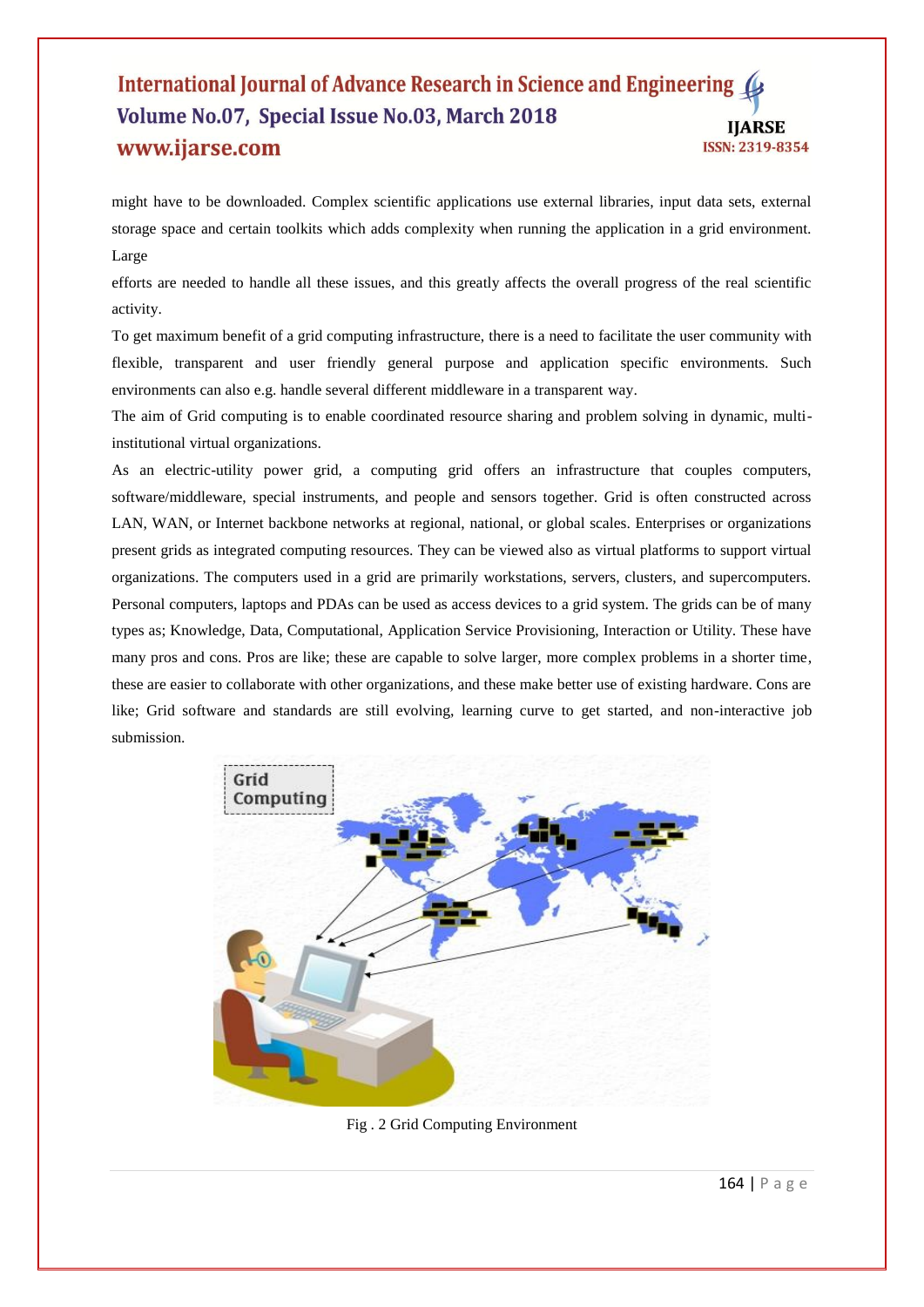might have to be downloaded. Complex scientific applications use external libraries, input data sets, external storage space and certain toolkits which adds complexity when running the application in a grid environment. Large

efforts are needed to handle all these issues, and this greatly affects the overall progress of the real scientific activity.

To get maximum benefit of a grid computing infrastructure, there is a need to facilitate the user community with flexible, transparent and user friendly general purpose and application specific environments. Such environments can also e.g. handle several different middleware in a transparent way.

The aim of Grid computing is to enable coordinated resource sharing and problem solving in dynamic, multi-institutional virtual organizations.

As an electric-utility power grid, a computing grid offers an infrastructure that couples computers, software/middleware, special instruments, and people and sensors together. Grid is often constructed across LAN, WAN, or Internet backbone networks at regional, national, or global scales. Enterprises or organizations present grids as integrated computing resources. They can be viewed also as virtual platforms to support virtual organizations. The computers used in a grid are primarily workstations, servers, clusters, and supercomputers. Personal computers, laptops and PDAs can be used as access devices to a grid system. The grids can be of many types as; Knowledge, Data, Computational, Application Service Provisioning, Interaction or Utility. These have many pros and cons. Pros are like; these are capable to solve larger, more complex problems in a shorter time, these are easier to collaborate with other organizations, and these make better use of existing hardware. Cons are like; Grid software and standards are still evolving, learning curve to get started, and non-interactive job submission.

Fig . 2 Grid Computing Environment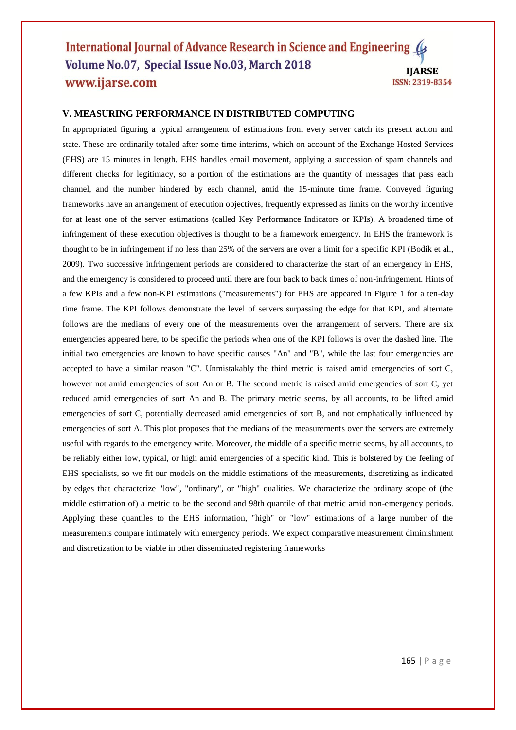## V. MEASURING PERFORMANCE IN DISTRIBUTED COMPUTING

In appropriated figuring a typical arrangement of estimations from every server catch its present action and state. These are ordinarily totaled after some time interims, which on account of the Exchange Hosted Services (EHS) are 15 minutes in length. EHS handles email movement, applying a succession of spam channels and different checks for legitimacy, so a portion of the estimations are the quantity of messages that pass each channel, and the number hindered by each channel, amid the 15-minute time frame. Conveyed figuring frameworks have an arrangement of execution objectives, frequently expressed as limits on the worthy incentive for at least one of the server estimations (called Key Performance Indicators or KPIs). A broadened time of infringement of these execution objectives is thought to be a framework emergency. In EHS the framework is thought to be in infringement if no less than 25% of the servers are over a limit for a specific KPI (Bodik et al., 2009). Two successive infringement periods are considered to characterize the start of an emergency in EHS, and the emergency is considered to proceed until there are four back to back times of non-infringement. Hints of a few KPIs and a few non-KPI estimations ("measurements") for EHS are appeared in Figure 1 for a ten-day time frame. The KPI follows demonstrate the level of servers surpassing the edge for that KPI, and alternate follows are the medians of every one of the measurements over the arrangement of servers. There are six emergencies appeared here, to be specific the periods when one of the KPI follows is over the dashed line. The initial two emergencies are known to have specific causes "An" and "B", while the last four emergencies are accepted to have a similar reason "C". Unmistakably the third metric is raised amid emergencies of sort C, however not amid emergencies of sort An or B. The second metric is raised amid emergencies of sort C, yet reduced amid emergencies of sort An and B. The primary metric seems, by all accounts, to be lifted amid emergencies of sort C, potentially decreased amid emergencies of sort B, and not emphatically influenced by emergencies of sort A. This plot proposes that the medians of the measurements over the servers are extremely useful with regards to the emergency write. Moreover, the middle of a specific metric seems, by all accounts, to be reliably either low, typical, or high amid emergencies of a specific kind. This is bolstered by the feeling of EHS specialists, so we fit our models on the middle estimations of the measurements, discretizing as indicated by edges that characterize "low", "ordinary", or "high" qualities. We characterize the ordinary scope of (the middle estimation of) a metric to be the second and 98th quantile of that metric amid non-emergency periods. Applying these quantiles to the EHS information, "high" or "low" estimations of a large number of the measurements compare intimately with emergency periods. We expect comparative measurement diminishment and discretization to be viable in other disseminated registering frameworks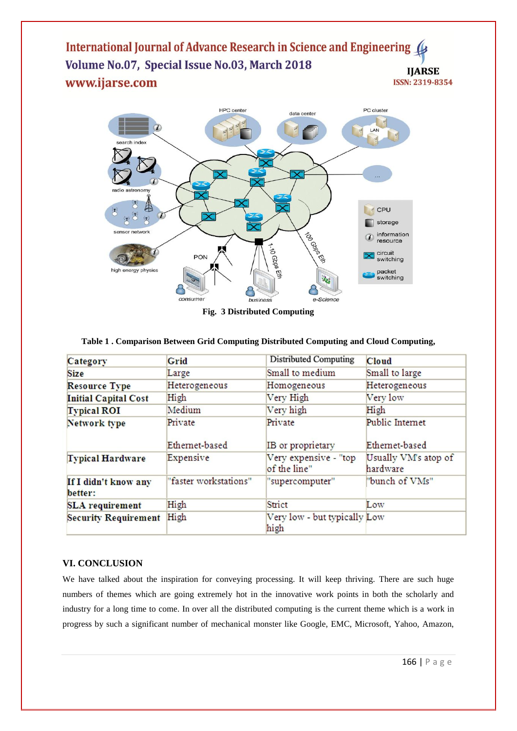Fig. 3 Distributed Computing

**Table 1 . Comparison Between Grid Computing Distributed Computing and Cloud Computing,**

| Category | Grid | Distributed Computing | Cloud |
|---|---|---|---|
| **Size** | Large | Small to medium | Small to large |
| **Resource Type** | Heterogeneous | Homogeneous | Heterogeneous |
| **Initial Capital Cost** | High | Very High | Very low |
| **Typical ROI** | Medium | Very high | High |
| **Network type** | Private<br><br>Ethernet-based | Private<br><br>IB or proprietary | Public Internet<br><br>Ethernet-based |
| **Typical Hardware** | Expensive | Very expensive - "top of the line" | Usually VM's atop of hardware |
| **If I didn't know any better:** | "faster workstations" | "supercomputer" | "bunch of VMs" |
| **SLA requirement** | High | Strict | Low |
| **Security Requirement** | High | Very low - but typically high | Low |

## VI. CONCLUSION

We have talked about the inspiration for conveying processing. It will keep thriving. There are such huge numbers of themes which are going extremely hot in the innovative work points in both the scholarly and industry for a long time to come. In over all the distributed computing is the current theme which is a work in progress by such a significant number of mechanical monster like Google, EMC, Microsoft, Yahoo, Amazon,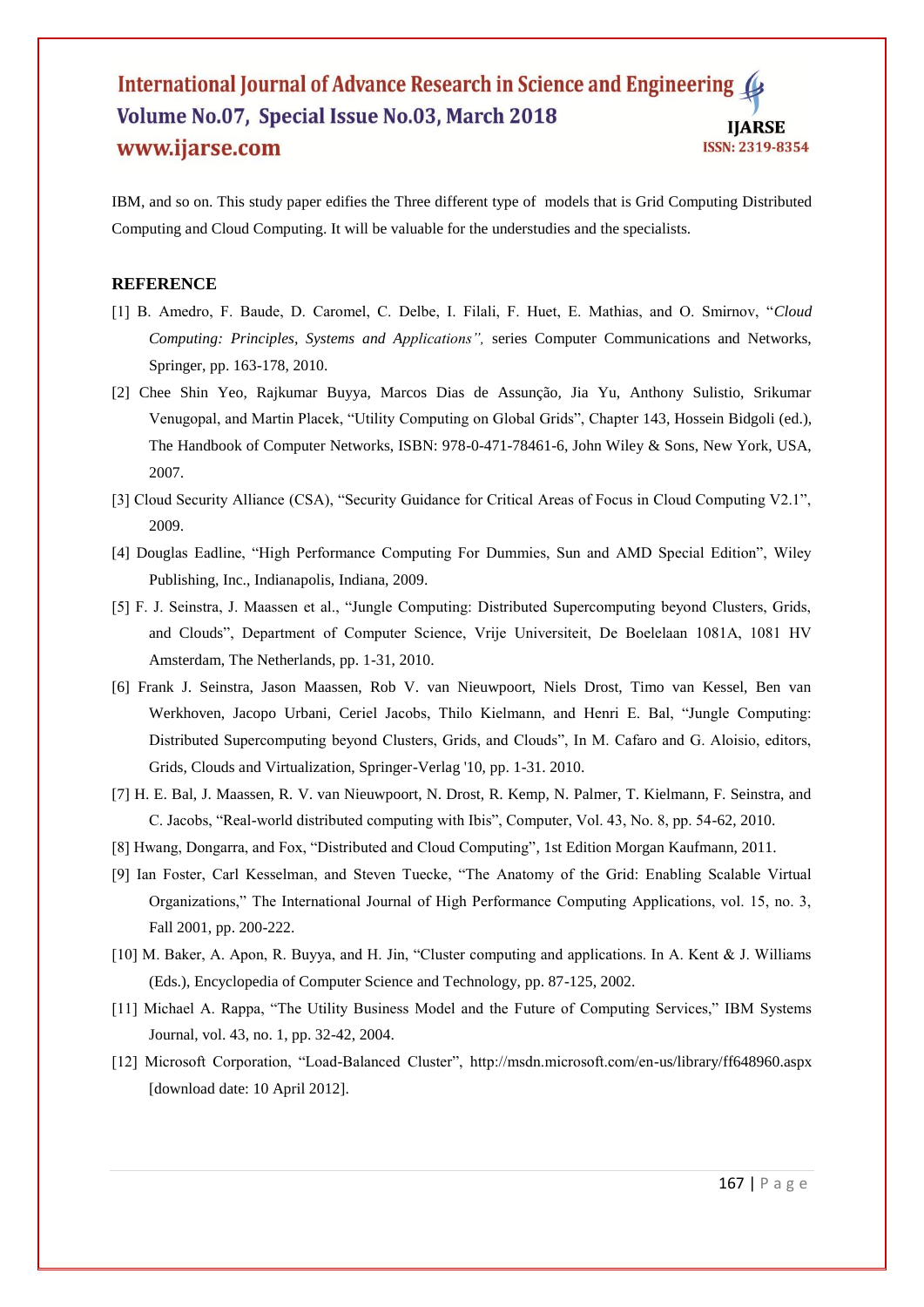IBM, and so on. This study paper edifies the Three different type of models that is Grid Computing Distributed Computing and Cloud Computing. It will be valuable for the understudies and the specialists.

## REFERENCE

[1] B. Amedro, F. Baude, D. Caromel, C. Delbe, I. Filali, F. Huet, E. Mathias, and O. Smirnov, "*Cloud Computing: Principles, Systems and Applications",* series Computer Communications and Networks, Springer, pp. 163-178, 2010.

[2] Chee Shin Yeo, Rajkumar Buyya, Marcos Dias de Assunção, Jia Yu, Anthony Sulistio, Srikumar Venugopal, and Martin Placek, "Utility Computing on Global Grids", Chapter 143, Hossein Bidgoli (ed.), The Handbook of Computer Networks, ISBN: 978-0-471-78461-6, John Wiley & Sons, New York, USA, 2007.

[3] Cloud Security Alliance (CSA), "Security Guidance for Critical Areas of Focus in Cloud Computing V2.1", 2009.

[4] Douglas Eadline, "High Performance Computing For Dummies, Sun and AMD Special Edition", Wiley Publishing, Inc., Indianapolis, Indiana, 2009.

[5] F. J. Seinstra, J. Maassen et al., "Jungle Computing: Distributed Supercomputing beyond Clusters, Grids, and Clouds", Department of Computer Science, Vrije Universiteit, De Boelelaan 1081A, 1081 HV Amsterdam, The Netherlands, pp. 1-31, 2010.

[6] Frank J. Seinstra, Jason Maassen, Rob V. van Nieuwpoort, Niels Drost, Timo van Kessel, Ben van Werkhoven, Jacopo Urbani, Ceriel Jacobs, Thilo Kielmann, and Henri E. Bal, "Jungle Computing: Distributed Supercomputing beyond Clusters, Grids, and Clouds", In M. Cafaro and G. Aloisio, editors, Grids, Clouds and Virtualization, Springer-Verlag '10, pp. 1-31. 2010.

[7] H. E. Bal, J. Maassen, R. V. van Nieuwpoort, N. Drost, R. Kemp, N. Palmer, T. Kielmann, F. Seinstra, and C. Jacobs, "Real-world distributed computing with Ibis", Computer, Vol. 43, No. 8, pp. 54-62, 2010.

[8] Hwang, Dongarra, and Fox, "Distributed and Cloud Computing", 1st Edition Morgan Kaufmann, 2011.

[9] Ian Foster, Carl Kesselman, and Steven Tuecke, "The Anatomy of the Grid: Enabling Scalable Virtual Organizations," The International Journal of High Performance Computing Applications, vol. 15, no. 3, Fall 2001, pp. 200-222.

[10] M. Baker, A. Apon, R. Buyya, and H. Jin, "Cluster computing and applications. In A. Kent & J. Williams (Eds.), Encyclopedia of Computer Science and Technology, pp. 87-125, 2002.

[11] Michael A. Rappa, "The Utility Business Model and the Future of Computing Services," IBM Systems Journal, vol. 43, no. 1, pp. 32-42, 2004.

[12] Microsoft Corporation, "Load-Balanced Cluster", http://msdn.microsoft.com/en-us/library/ff648960.aspx [download date: 10 April 2012].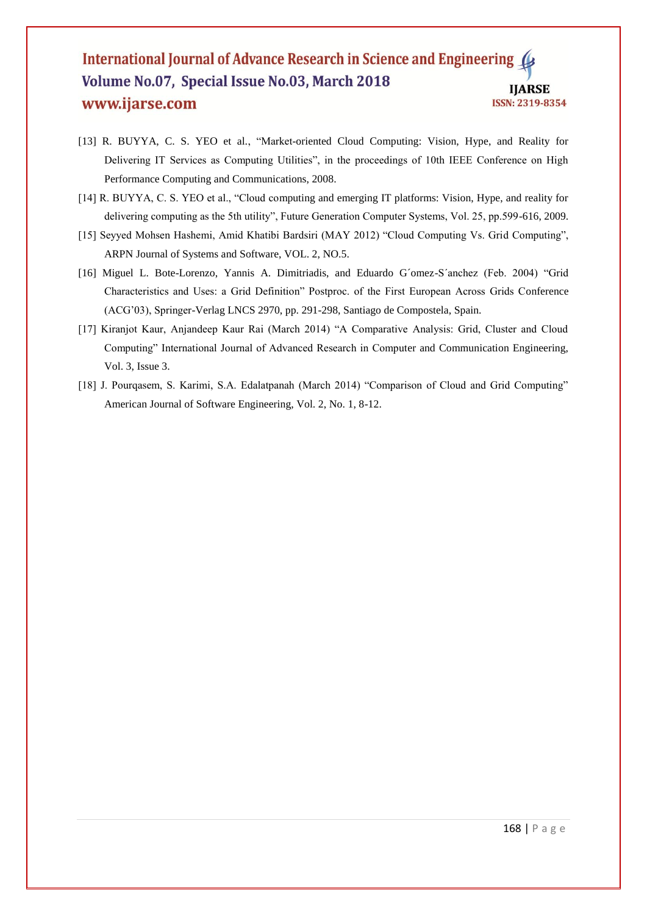[13] R. BUYYA, C. S. YEO et al., "Market-oriented Cloud Computing: Vision, Hype, and Reality for Delivering IT Services as Computing Utilities", in the proceedings of 10th IEEE Conference on High Performance Computing and Communications, 2008.

[14] R. BUYYA, C. S. YEO et al., "Cloud computing and emerging IT platforms: Vision, Hype, and reality for delivering computing as the 5th utility", Future Generation Computer Systems, Vol. 25, pp.599-616, 2009.

[15] Seyyed Mohsen Hashemi, Amid Khatibi Bardsiri (MAY 2012) "Cloud Computing Vs. Grid Computing", ARPN Journal of Systems and Software, VOL. 2, NO.5.

[16] Miguel L. Bote-Lorenzo, Yannis A. Dimitriadis, and Eduardo G´omez-S´anchez (Feb. 2004) "Grid Characteristics and Uses: a Grid Definition" Postproc. of the First European Across Grids Conference (ACG'03), Springer-Verlag LNCS 2970, pp. 291-298, Santiago de Compostela, Spain.

[17] Kiranjot Kaur, Anjandeep Kaur Rai (March 2014) "A Comparative Analysis: Grid, Cluster and Cloud Computing" International Journal of Advanced Research in Computer and Communication Engineering, Vol. 3, Issue 3.

[18] J. Pourqasem, S. Karimi, S.A. Edalatpanah (March 2014) "Comparison of Cloud and Grid Computing" American Journal of Software Engineering, Vol. 2, No. 1, 8-12.